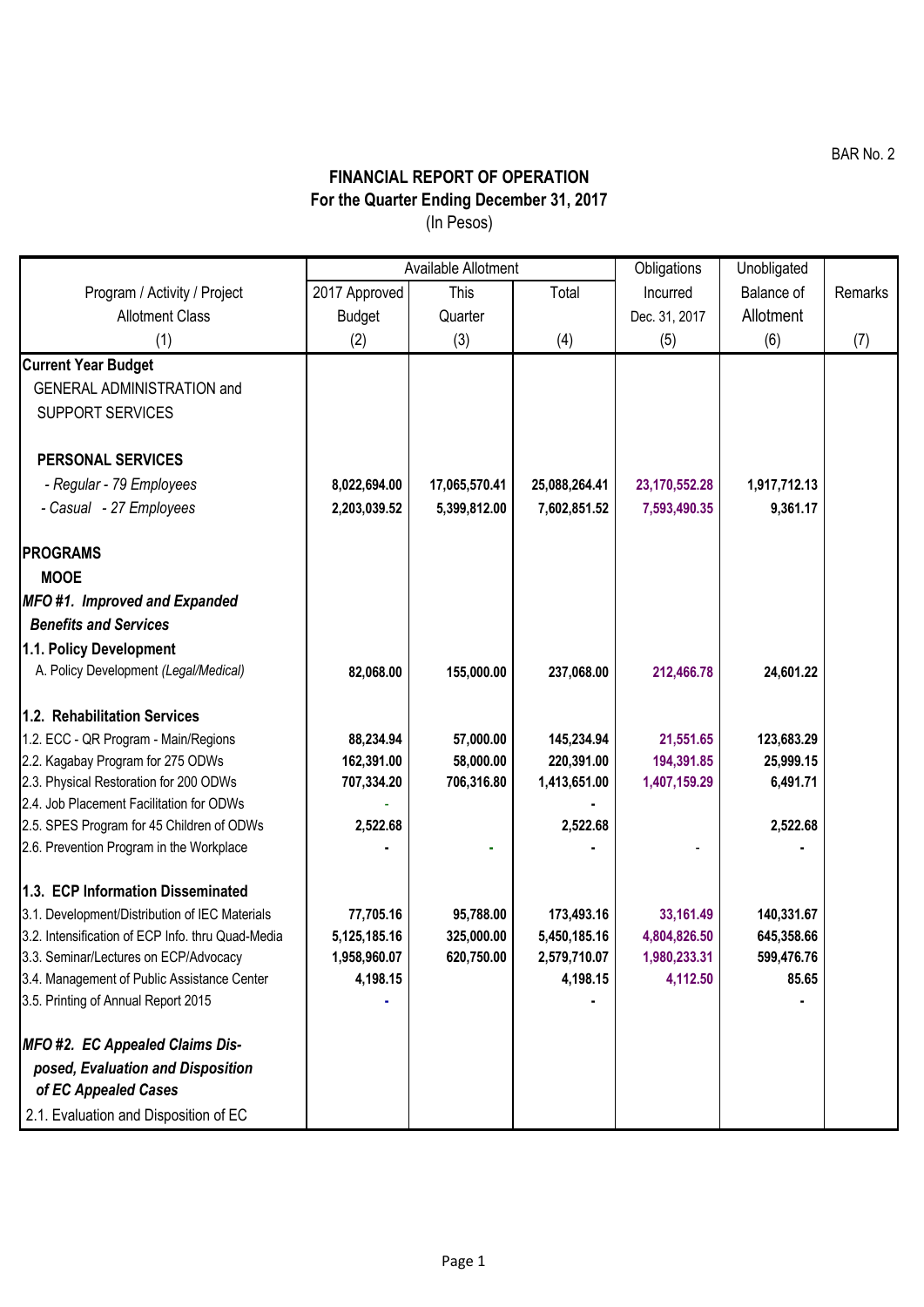BAR No. 2

## FINANCIAL REPORT OF OPERATION
### For the Quarter Ending December 31, 2017
(In Pesos)

| Program / Activity / Project Allotment Class | Available Allotment | | | Obligations Incurred Dec. 31, 2017 | Unobligated Balance of Allotment | Remarks |
|---|---|---|---|---|---|---|
| | 2017 Approved Budget | This Quarter | Total | | | |
| (1) | (2) | (3) | (4) | (5) | (6) | (7) |
| **Current Year Budget** | | | | | | |
| GENERAL ADMINISTRATION and SUPPORT SERVICES | | | | | | |
| **PERSONAL SERVICES** | | | | | | |
| *- Regular - 79 Employees* | **8,022,694.00** | **17,065,570.41** | **25,088,264.41** | **23,170,552.28** | **1,917,712.13** | |
| *- Casual - 27 Employees* | **2,203,039.52** | **5,399,812.00** | **7,602,851.52** | **7,593,490.35** | **9,361.17** | |
| **PROGRAMS** | | | | | | |
| **MOOE** | | | | | | |
| ***MFO #1. Improved and Expanded Benefits and Services*** | | | | | | |
| **1.1. Policy Development** | | | | | | |
| A. Policy Development *(Legal/Medical)* | **82,068.00** | **155,000.00** | **237,068.00** | **212,466.78** | **24,601.22** | |
| **1.2. Rehabilitation Services** | | | | | | |
| 1.2. ECC - QR Program - Main/Regions | **88,234.94** | **57,000.00** | **145,234.94** | **21,551.65** | **123,683.29** | |
| 2.2. Kagabay Program for 275 ODWs | **162,391.00** | **58,000.00** | **220,391.00** | **194,391.85** | **25,999.15** | |
| 2.3. Physical Restoration for 200 ODWs | **707,334.20** | **706,316.80** | **1,413,651.00** | **1,407,159.29** | **6,491.71** | |
| 2.4. Job Placement Facilitation for ODWs | - | | **-** | | | |
| 2.5. SPES Program for 45 Children of ODWs | **2,522.68** | | **2,522.68** | | **2,522.68** | |
| 2.6. Prevention Program in the Workplace | **-** | - | **-** | - | **-** | |
| **1.3. ECP Information Disseminated** | | | | | | |
| 3.1. Development/Distribution of IEC Materials | **77,705.16** | **95,788.00** | **173,493.16** | **33,161.49** | **140,331.67** | |
| 3.2. Intensification of ECP Info. thru Quad-Media | **5,125,185.16** | **325,000.00** | **5,450,185.16** | **4,804,826.50** | **645,358.66** | |
| 3.3. Seminar/Lectures on ECP/Advocacy | **1,958,960.07** | **620,750.00** | **2,579,710.07** | **1,980,233.31** | **599,476.76** | |
| 3.4. Management of Public Assistance Center | **4,198.15** | | **4,198.15** | **4,112.50** | **85.65** | |
| 3.5. Printing of Annual Report 2015 | **-** | | **-** | | **-** | |
| ***MFO #2. EC Appealed Claims Disposed, Evaluation and Disposition of EC Appealed Cases*** | | | | | | |
| 2.1. Evaluation and Disposition of EC | | | | | | |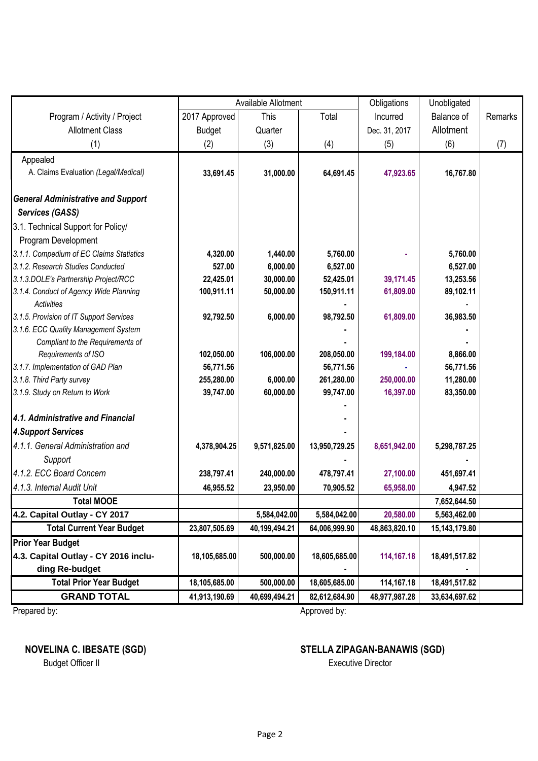| Program / Activity / Project Allotment Class (1) | Available Allotment 2017 Approved Budget (2) | This Quarter (3) | Total (4) | Obligations Incurred Dec. 31, 2017 (5) | Unobligated Balance of Allotment (6) | Remarks (7) |
|---|---|---|---|---|---|---|
| Appealed | | | | | | |
| A. Claims Evaluation *(Legal/Medical)* | **33,691.45** | **31,000.00** | **64,691.45** | **47,923.65** | **16,767.80** | |
| ***General Administrative and Support Services (GASS)*** | | | | | | |
| 3.1. Technical Support for Policy/ Program Development | | | | | | |
| *3.1.1. Compedium of EC Claims Statistics* | **4,320.00** | **1,440.00** | **5,760.00** | **-** | **5,760.00** | |
| *3.1.2. Research Studies Conducted* | **527.00** | **6,000.00** | **6,527.00** | | **6,527.00** | |
| *3.1.3.DOLE's Partnership Project/RCC* | **22,425.01** | **30,000.00** | **52,425.01** | **39,171.45** | **13,253.56** | |
| *3.1.4. Conduct of Agency Wide Planning Activities* | **100,911.11** | **50,000.00** | **150,911.11** | **61,809.00** | **89,102.11** | |
| *3.1.5. Provision of IT Support Services* | **92,792.50** | **6,000.00** | **98,792.50** | **61,809.00** | **36,983.50** | |
| *3.1.6. ECC Quality Management System Compliant to the Requirements of Requirements of ISO* | **102,050.00** | **106,000.00** | **208,050.00** | **199,184.00** | **8,866.00** | |
| *3.1.7. Implementation of GAD Plan* | **56,771.56** | | **56,771.56** | **-** | **56,771.56** | |
| *3.1.8. Third Party survey* | **255,280.00** | **6,000.00** | **261,280.00** | **250,000.00** | **11,280.00** | |
| *3.1.9. Study on Return to Work* | **39,747.00** | **60,000.00** | **99,747.00** | **16,397.00** | **83,350.00** | |
| ***4.1. Administrative and Financial 4.Support Services*** | | | **-** | | | |
| *4.1.1. General Administration and Support* | **4,378,904.25** | **9,571,825.00** | **13,950,729.25** | **8,651,942.00** | **5,298,787.25** | |
| *4.1.2. ECC Board Concern* | **238,797.41** | **240,000.00** | **478,797.41** | **27,100.00** | **451,697.41** | |
| *4.1.3. Internal Audit Unit* | **46,955.52** | **23,950.00** | **70,905.52** | **65,958.00** | **4,947.52** | |
| **Total MOOE** | | | | | **7,652,644.50** | |
| **4.2. Capital Outlay - CY 2017** | | **5,584,042.00** | **5,584,042.00** | **20,580.00** | **5,563,462.00** | |
| **Total Current Year Budget** | **23,807,505.69** | **40,199,494.21** | **64,006,999.90** | **48,863,820.10** | **15,143,179.80** | |
| **Prior Year Budget** | | | | | | |
| **4.3. Capital Outlay - CY 2016 including Re-budget** | **18,105,685.00** | **500,000.00** | **18,605,685.00** | **114,167.18** | **18,491,517.82** | |
| **Total Prior Year Budget** | **18,105,685.00** | **500,000.00** | **18,605,685.00** | **114,167.18** | **18,491,517.82** | |
| **GRAND TOTAL** | **41,913,190.69** | **40,699,494.21** | **82,612,684.90** | **48,977,987.28** | **33,634,697.62** | |

Prepared by:

**NOVELINA C. IBESATE (SGD)**
Budget Officer II

Approved by:

**STELLA ZIPAGAN-BANAWIS (SGD)**
Executive Director